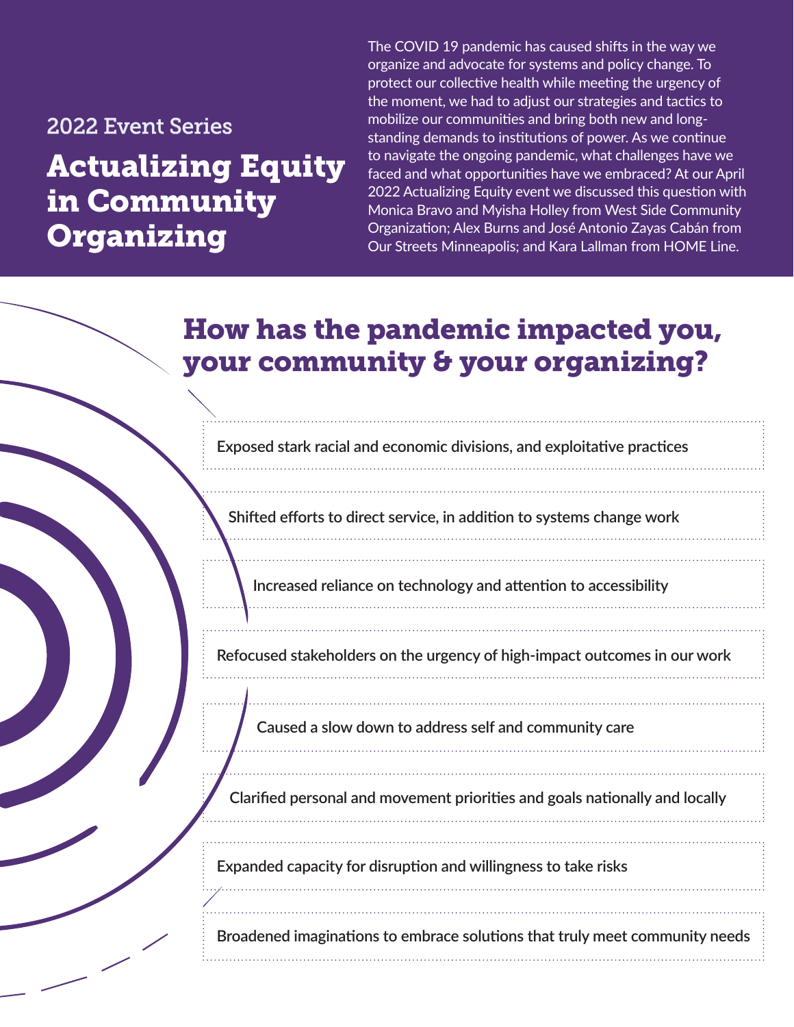2022 Event Series

# Actualizing Equity in Community Organizing

The COVID 19 pandemic has caused shifts in the way we organize and advocate for systems and policy change. To protect our collective health while meeting the urgency of the moment, we had to adjust our strategies and tactics to mobilize our communities and bring both new and long-standing demands to institutions of power. As we continue to navigate the ongoing pandemic, what challenges have we faced and what opportunities have we embraced? At our April 2022 Actualizing Equity event we discussed this question with Monica Bravo and Myisha Holley from West Side Community Organization; Alex Burns and José Antonio Zayas Cabán from Our Streets Minneapolis; and Kara Lallman from HOME Line.

## How has the pandemic impacted you, your community & your organizing?

- Exposed stark racial and economic divisions, and exploitative practices
- Shifted efforts to direct service, in addition to systems change work
- Increased reliance on technology and attention to accessibility
- Refocused stakeholders on the urgency of high-impact outcomes in our work
- Caused a slow down to address self and community care
- Clarified personal and movement priorities and goals nationally and locally
- Expanded capacity for disruption and willingness to take risks
- Broadened imaginations to embrace solutions that truly meet community needs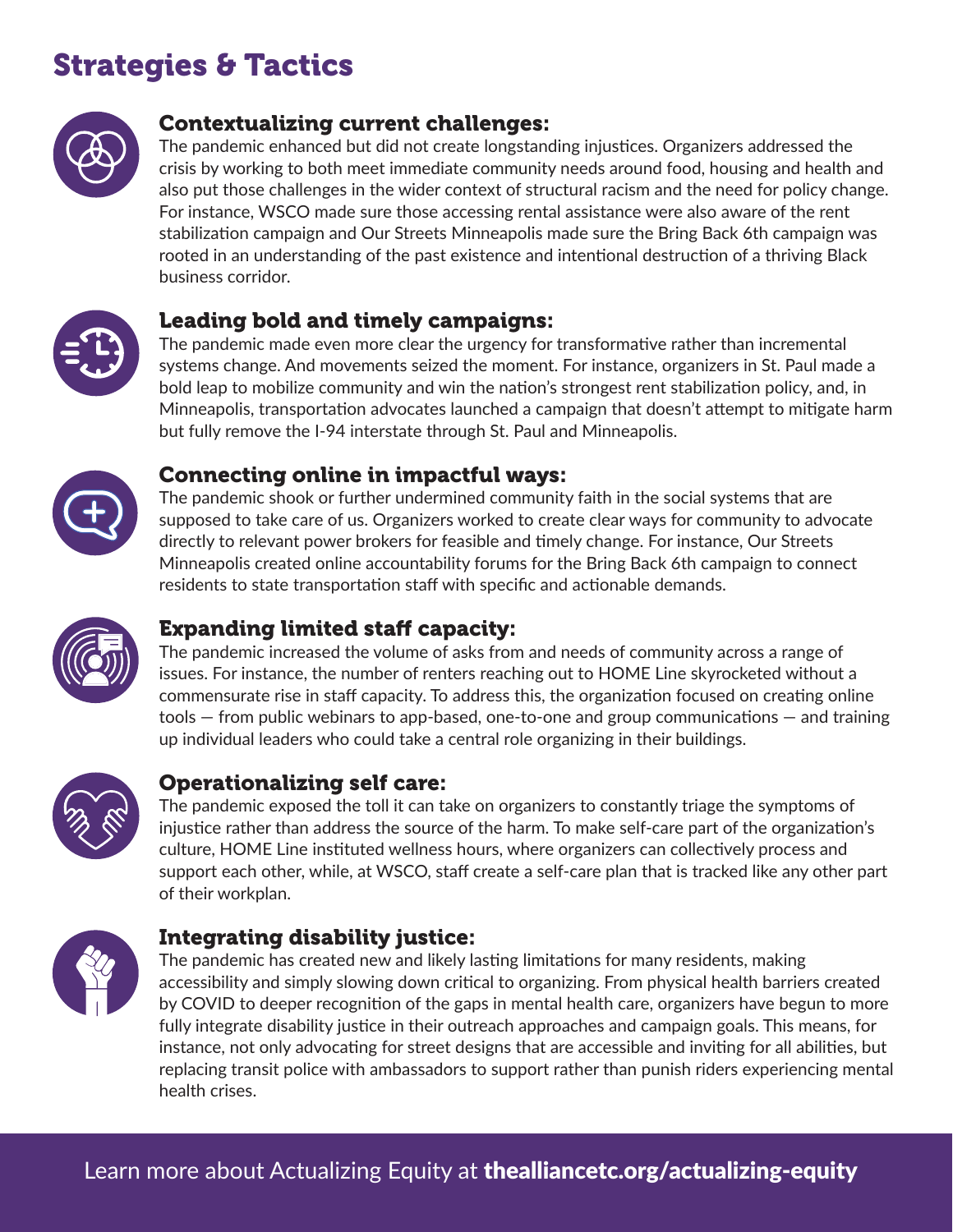# Strategies & Tactics

### Contextualizing current challenges:

The pandemic enhanced but did not create longstanding injustices. Organizers addressed the crisis by working to both meet immediate community needs around food, housing and health and also put those challenges in the wider context of structural racism and the need for policy change. For instance, WSCO made sure those accessing rental assistance were also aware of the rent stabilization campaign and Our Streets Minneapolis made sure the Bring Back 6th campaign was rooted in an understanding of the past existence and intentional destruction of a thriving Black business corridor.

### Leading bold and timely campaigns:

The pandemic made even more clear the urgency for transformative rather than incremental systems change. And movements seized the moment. For instance, organizers in St. Paul made a bold leap to mobilize community and win the nation's strongest rent stabilization policy, and, in Minneapolis, transportation advocates launched a campaign that doesn't attempt to mitigate harm but fully remove the I-94 interstate through St. Paul and Minneapolis.

### Connecting online in impactful ways:

The pandemic shook or further undermined community faith in the social systems that are supposed to take care of us. Organizers worked to create clear ways for community to advocate directly to relevant power brokers for feasible and timely change. For instance, Our Streets Minneapolis created online accountability forums for the Bring Back 6th campaign to connect residents to state transportation staff with specific and actionable demands.

### Expanding limited staff capacity:

The pandemic increased the volume of asks from and needs of community across a range of issues. For instance, the number of renters reaching out to HOME Line skyrocketed without a commensurate rise in staff capacity. To address this, the organization focused on creating online tools — from public webinars to app-based, one-to-one and group communications — and training up individual leaders who could take a central role organizing in their buildings.

### Operationalizing self care:

The pandemic exposed the toll it can take on organizers to constantly triage the symptoms of injustice rather than address the source of the harm. To make self-care part of the organization's culture, HOME Line instituted wellness hours, where organizers can collectively process and support each other, while, at WSCO, staff create a self-care plan that is tracked like any other part of their workplan.

### Integrating disability justice:

The pandemic has created new and likely lasting limitations for many residents, making accessibility and simply slowing down critical to organizing. From physical health barriers created by COVID to deeper recognition of the gaps in mental health care, organizers have begun to more fully integrate disability justice in their outreach approaches and campaign goals. This means, for instance, not only advocating for street designs that are accessible and inviting for all abilities, but replacing transit police with ambassadors to support rather than punish riders experiencing mental health crises.

Learn more about Actualizing Equity at **thealliancetc.org/actualizing-equity**